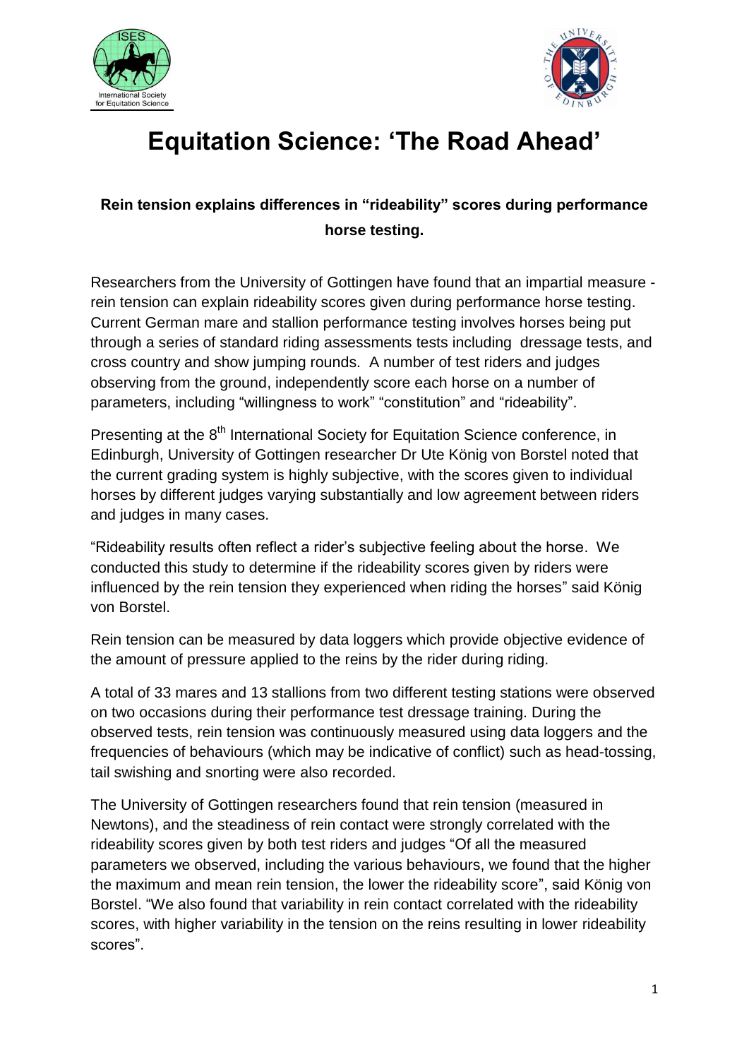# Equitation Science: 'The Road Ahead'

**Rein tension explains differences in "rideability" scores during performance horse testing.**

Researchers from the University of Gottingen have found that an impartial measure - rein tension can explain rideability scores given during performance horse testing. Current German mare and stallion performance testing involves horses being put through a series of standard riding assessments tests including dressage tests, and cross country and show jumping rounds. A number of test riders and judges observing from the ground, independently score each horse on a number of parameters, including "willingness to work" "constitution" and "rideability".

Presenting at the 8th International Society for Equitation Science conference, in Edinburgh, University of Gottingen researcher Dr Ute König von Borstel noted that the current grading system is highly subjective, with the scores given to individual horses by different judges varying substantially and low agreement between riders and judges in many cases.

"Rideability results often reflect a rider's subjective feeling about the horse. We conducted this study to determine if the rideability scores given by riders were influenced by the rein tension they experienced when riding the horses" said König von Borstel.

Rein tension can be measured by data loggers which provide objective evidence of the amount of pressure applied to the reins by the rider during riding.

A total of 33 mares and 13 stallions from two different testing stations were observed on two occasions during their performance test dressage training. During the observed tests, rein tension was continuously measured using data loggers and the frequencies of behaviours (which may be indicative of conflict) such as head-tossing, tail swishing and snorting were also recorded.

The University of Gottingen researchers found that rein tension (measured in Newtons), and the steadiness of rein contact were strongly correlated with the rideability scores given by both test riders and judges "Of all the measured parameters we observed, including the various behaviours, we found that the higher the maximum and mean rein tension, the lower the rideability score", said König von Borstel. "We also found that variability in rein contact correlated with the rideability scores, with higher variability in the tension on the reins resulting in lower rideability scores".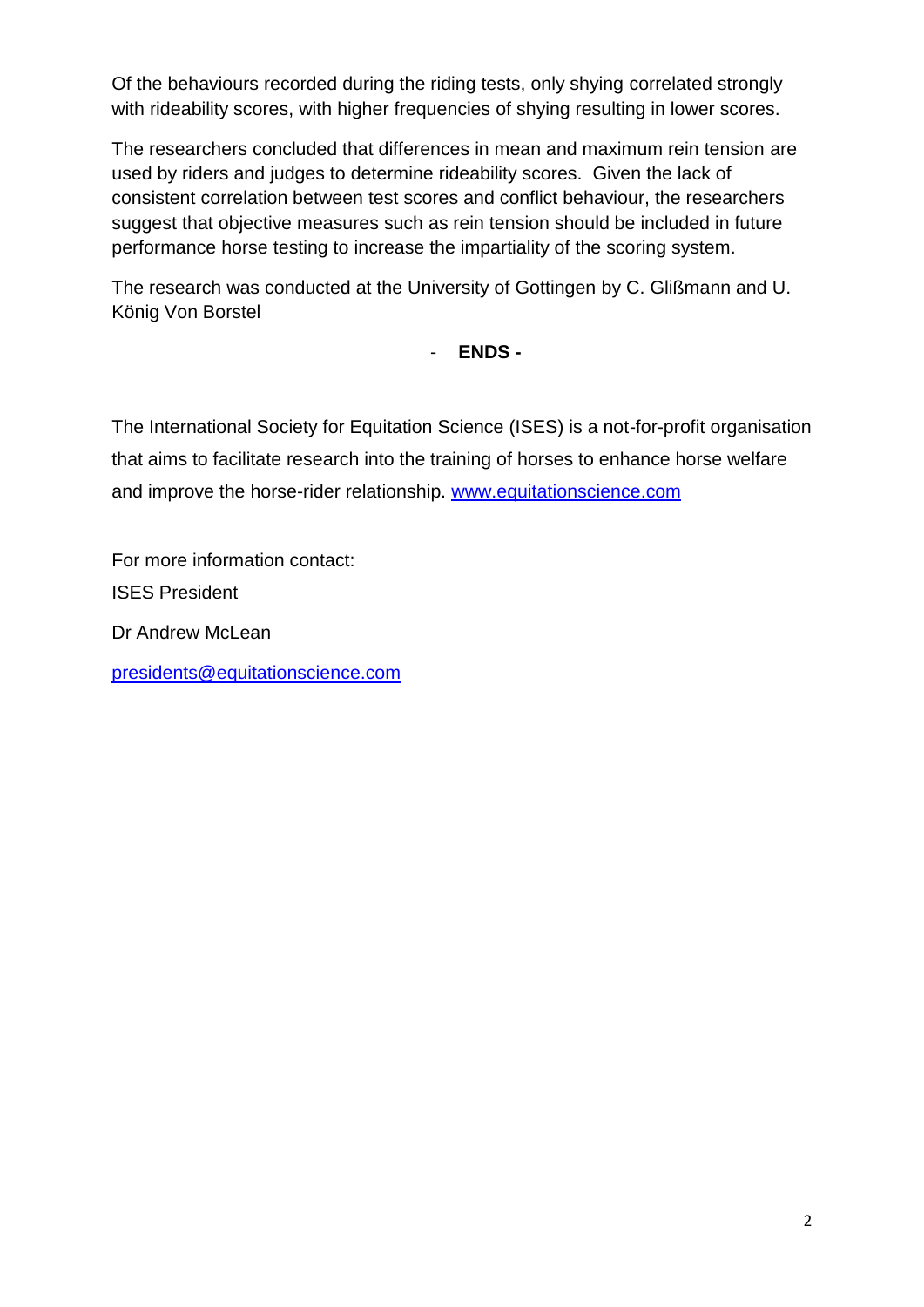Of the behaviours recorded during the riding tests, only shying correlated strongly with rideability scores, with higher frequencies of shying resulting in lower scores.

The researchers concluded that differences in mean and maximum rein tension are used by riders and judges to determine rideability scores. Given the lack of consistent correlation between test scores and conflict behaviour, the researchers suggest that objective measures such as rein tension should be included in future performance horse testing to increase the impartiality of the scoring system.

The research was conducted at the University of Gottingen by C. Glißmann and U. König Von Borstel

- **ENDS -**

The International Society for Equitation Science (ISES) is a not-for-profit organisation that aims to facilitate research into the training of horses to enhance horse welfare and improve the horse-rider relationship. [www.equitationscience.com](http://www.equitationscience.com)

For more information contact:

ISES President

Dr Andrew McLean

[presidents@equitationscience.com](mailto:presidents@equitationscience.com)